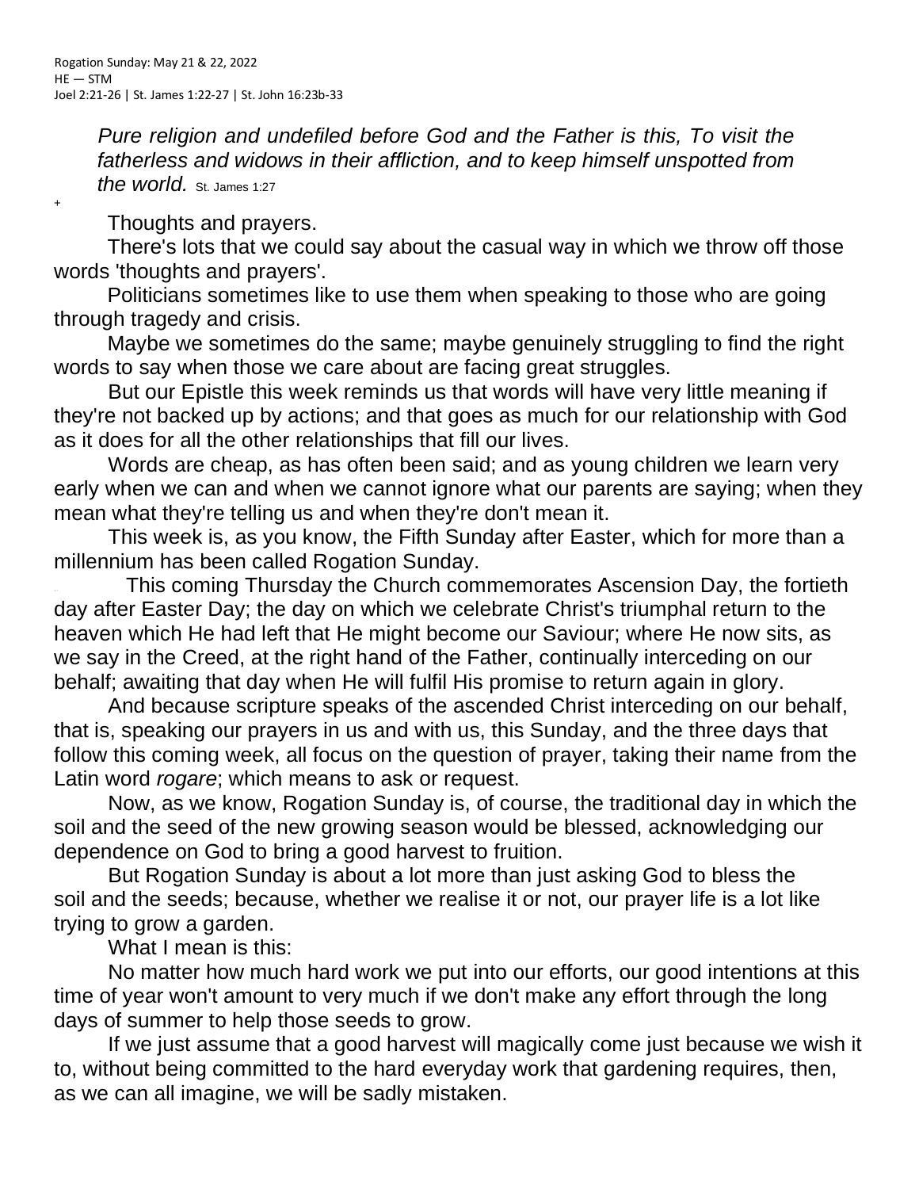Rogation Sunday: May 21 & 22, 2022
HE — STM
Joel 2:21-26 | St. James 1:22-27 | St. John 16:23b-33

> *Pure religion and undefiled before God and the Father is this, To visit the fatherless and widows in their affliction, and to keep himself unspotted from the world.* St. James 1:27

+

Thoughts and prayers.

There's lots that we could say about the casual way in which we throw off those words 'thoughts and prayers'.

Politicians sometimes like to use them when speaking to those who are going through tragedy and crisis.

Maybe we sometimes do the same; maybe genuinely struggling to find the right words to say when those we care about are facing great struggles.

But our Epistle this week reminds us that words will have very little meaning if they're not backed up by actions; and that goes as much for our relationship with God as it does for all the other relationships that fill our lives.

Words are cheap, as has often been said; and as young children we learn very early when we can and when we cannot ignore what our parents are saying; when they mean what they're telling us and when they're don't mean it.

This week is, as you know, the Fifth Sunday after Easter, which for more than a millennium has been called Rogation Sunday.

This coming Thursday the Church commemorates Ascension Day, the fortieth day after Easter Day; the day on which we celebrate Christ's triumphal return to the heaven which He had left that He might become our Saviour; where He now sits, as we say in the Creed, at the right hand of the Father, continually interceding on our behalf; awaiting that day when He will fulfil His promise to return again in glory.

And because scripture speaks of the ascended Christ interceding on our behalf, that is, speaking our prayers in us and with us, this Sunday, and the three days that follow this coming week, all focus on the question of prayer, taking their name from the Latin word *rogare*; which means to ask or request.

Now, as we know, Rogation Sunday is, of course, the traditional day in which the soil and the seed of the new growing season would be blessed, acknowledging our dependence on God to bring a good harvest to fruition.

But Rogation Sunday is about a lot more than just asking God to bless the soil and the seeds; because, whether we realise it or not, our prayer life is a lot like trying to grow a garden.

What I mean is this:

No matter how much hard work we put into our efforts, our good intentions at this time of year won't amount to very much if we don't make any effort through the long days of summer to help those seeds to grow.

If we just assume that a good harvest will magically come just because we wish it to, without being committed to the hard everyday work that gardening requires, then, as we can all imagine, we will be sadly mistaken.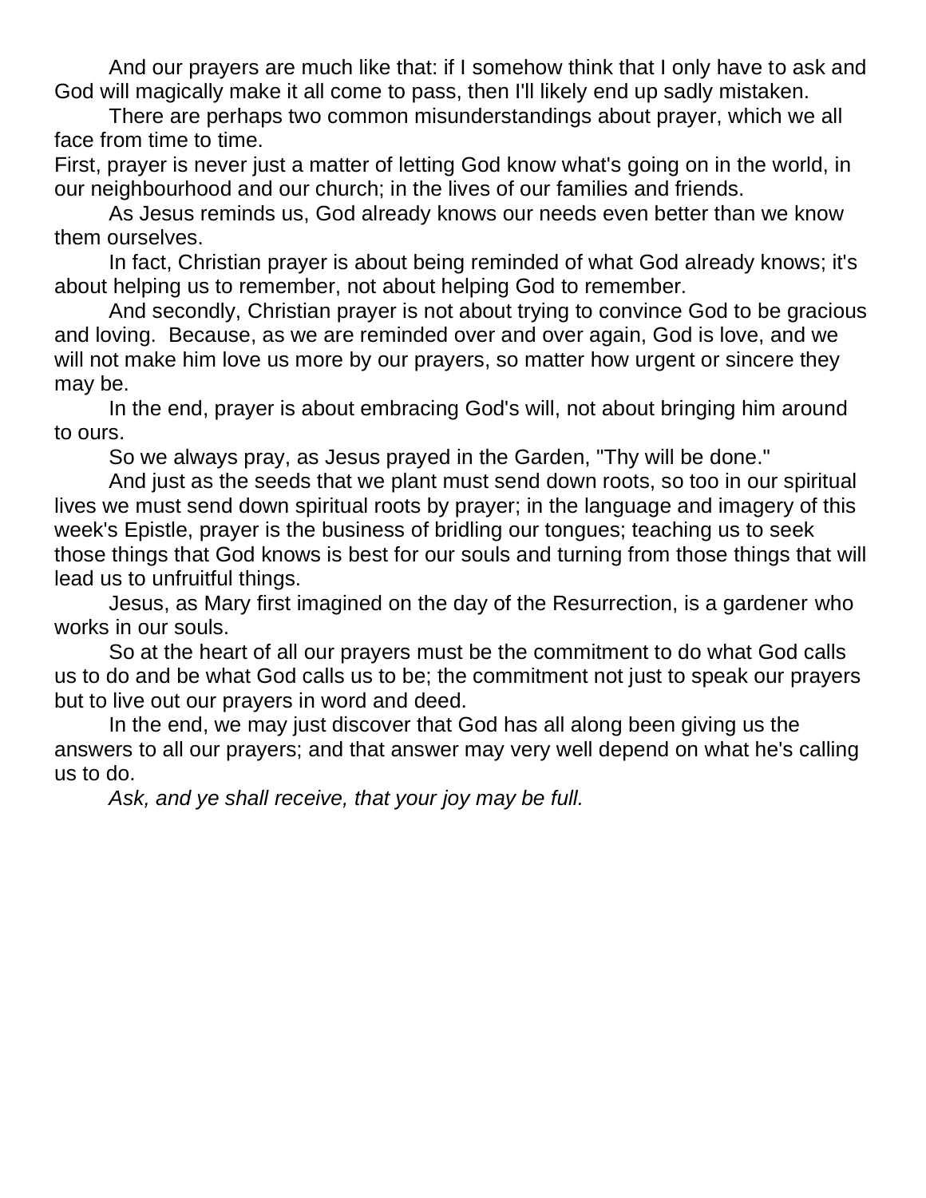And our prayers are much like that: if I somehow think that I only have to ask and God will magically make it all come to pass, then I'll likely end up sadly mistaken.

There are perhaps two common misunderstandings about prayer, which we all face from time to time.

First, prayer is never just a matter of letting God know what's going on in the world, in our neighbourhood and our church; in the lives of our families and friends.

As Jesus reminds us, God already knows our needs even better than we know them ourselves.

In fact, Christian prayer is about being reminded of what God already knows; it's about helping us to remember, not about helping God to remember.

And secondly, Christian prayer is not about trying to convince God to be gracious and loving. Because, as we are reminded over and over again, God is love, and we will not make him love us more by our prayers, so matter how urgent or sincere they may be.

In the end, prayer is about embracing God's will, not about bringing him around to ours.

So we always pray, as Jesus prayed in the Garden, "Thy will be done."

And just as the seeds that we plant must send down roots, so too in our spiritual lives we must send down spiritual roots by prayer; in the language and imagery of this week's Epistle, prayer is the business of bridling our tongues; teaching us to seek those things that God knows is best for our souls and turning from those things that will lead us to unfruitful things.

Jesus, as Mary first imagined on the day of the Resurrection, is a gardener who works in our souls.

So at the heart of all our prayers must be the commitment to do what God calls us to do and be what God calls us to be; the commitment not just to speak our prayers but to live out our prayers in word and deed.

In the end, we may just discover that God has all along been giving us the answers to all our prayers; and that answer may very well depend on what he's calling us to do.

*Ask, and ye shall receive, that your joy may be full.*